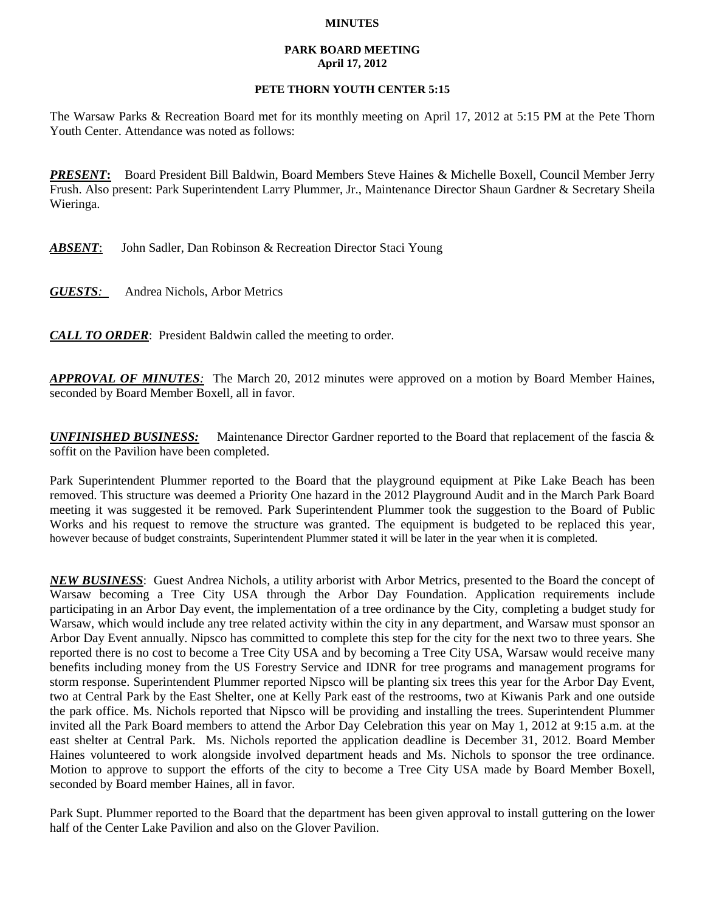**MINUTES**

**PARK BOARD MEETING**
**April 17, 2012**

**PETE THORN YOUTH CENTER 5:15**

The Warsaw Parks & Recreation Board met for its monthly meeting on April 17, 2012 at 5:15 PM at the Pete Thorn Youth Center. Attendance was noted as follows:

***PRESENT*:** Board President Bill Baldwin, Board Members Steve Haines & Michelle Boxell, Council Member Jerry Frush. Also present: Park Superintendent Larry Plummer, Jr., Maintenance Director Shaun Gardner & Secretary Sheila Wieringa.

***ABSENT*:** John Sadler, Dan Robinson & Recreation Director Staci Young

***GUESTS*:** Andrea Nichols, Arbor Metrics

***CALL TO ORDER*:** President Baldwin called the meeting to order.

***APPROVAL OF MINUTES*:** The March 20, 2012 minutes were approved on a motion by Board Member Haines, seconded by Board Member Boxell, all in favor.

***UNFINISHED BUSINESS:*** Maintenance Director Gardner reported to the Board that replacement of the fascia & soffit on the Pavilion have been completed.

Park Superintendent Plummer reported to the Board that the playground equipment at Pike Lake Beach has been removed. This structure was deemed a Priority One hazard in the 2012 Playground Audit and in the March Park Board meeting it was suggested it be removed. Park Superintendent Plummer took the suggestion to the Board of Public Works and his request to remove the structure was granted. The equipment is budgeted to be replaced this year, however because of budget constraints, Superintendent Plummer stated it will be later in the year when it is completed.

***NEW BUSINESS*:** Guest Andrea Nichols, a utility arborist with Arbor Metrics, presented to the Board the concept of Warsaw becoming a Tree City USA through the Arbor Day Foundation. Application requirements include participating in an Arbor Day event, the implementation of a tree ordinance by the City, completing a budget study for Warsaw, which would include any tree related activity within the city in any department, and Warsaw must sponsor an Arbor Day Event annually. Nipsco has committed to complete this step for the city for the next two to three years. She reported there is no cost to become a Tree City USA and by becoming a Tree City USA, Warsaw would receive many benefits including money from the US Forestry Service and IDNR for tree programs and management programs for storm response. Superintendent Plummer reported Nipsco will be planting six trees this year for the Arbor Day Event, two at Central Park by the East Shelter, one at Kelly Park east of the restrooms, two at Kiwanis Park and one outside the park office. Ms. Nichols reported that Nipsco will be providing and installing the trees. Superintendent Plummer invited all the Park Board members to attend the Arbor Day Celebration this year on May 1, 2012 at 9:15 a.m. at the east shelter at Central Park. Ms. Nichols reported the application deadline is December 31, 2012. Board Member Haines volunteered to work alongside involved department heads and Ms. Nichols to sponsor the tree ordinance. Motion to approve to support the efforts of the city to become a Tree City USA made by Board Member Boxell, seconded by Board member Haines, all in favor.

Park Supt. Plummer reported to the Board that the department has been given approval to install guttering on the lower half of the Center Lake Pavilion and also on the Glover Pavilion.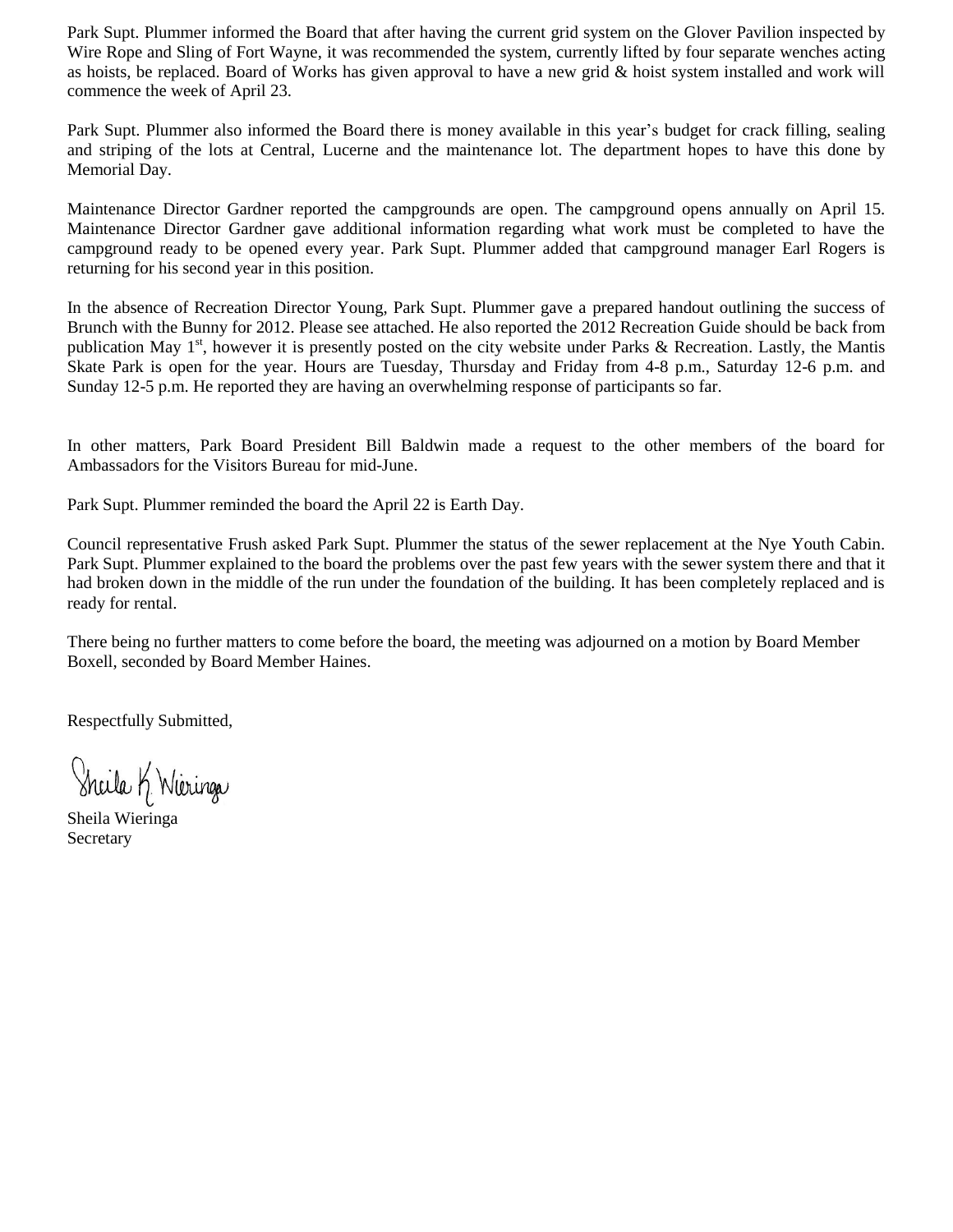Park Supt. Plummer informed the Board that after having the current grid system on the Glover Pavilion inspected by Wire Rope and Sling of Fort Wayne, it was recommended the system, currently lifted by four separate wenches acting as hoists, be replaced. Board of Works has given approval to have a new grid & hoist system installed and work will commence the week of April 23.

Park Supt. Plummer also informed the Board there is money available in this year's budget for crack filling, sealing and striping of the lots at Central, Lucerne and the maintenance lot. The department hopes to have this done by Memorial Day.

Maintenance Director Gardner reported the campgrounds are open. The campground opens annually on April 15. Maintenance Director Gardner gave additional information regarding what work must be completed to have the campground ready to be opened every year. Park Supt. Plummer added that campground manager Earl Rogers is returning for his second year in this position.

In the absence of Recreation Director Young, Park Supt. Plummer gave a prepared handout outlining the success of Brunch with the Bunny for 2012. Please see attached. He also reported the 2012 Recreation Guide should be back from publication May 1st, however it is presently posted on the city website under Parks & Recreation. Lastly, the Mantis Skate Park is open for the year. Hours are Tuesday, Thursday and Friday from 4-8 p.m., Saturday 12-6 p.m. and Sunday 12-5 p.m. He reported they are having an overwhelming response of participants so far.

In other matters, Park Board President Bill Baldwin made a request to the other members of the board for Ambassadors for the Visitors Bureau for mid-June.

Park Supt. Plummer reminded the board the April 22 is Earth Day.

Council representative Frush asked Park Supt. Plummer the status of the sewer replacement at the Nye Youth Cabin. Park Supt. Plummer explained to the board the problems over the past few years with the sewer system there and that it had broken down in the middle of the run under the foundation of the building. It has been completely replaced and is ready for rental.

There being no further matters to come before the board, the meeting was adjourned on a motion by Board Member Boxell, seconded by Board Member Haines.

Respectfully Submitted,

Sheila K. Wieringa

Sheila Wieringa
Secretary